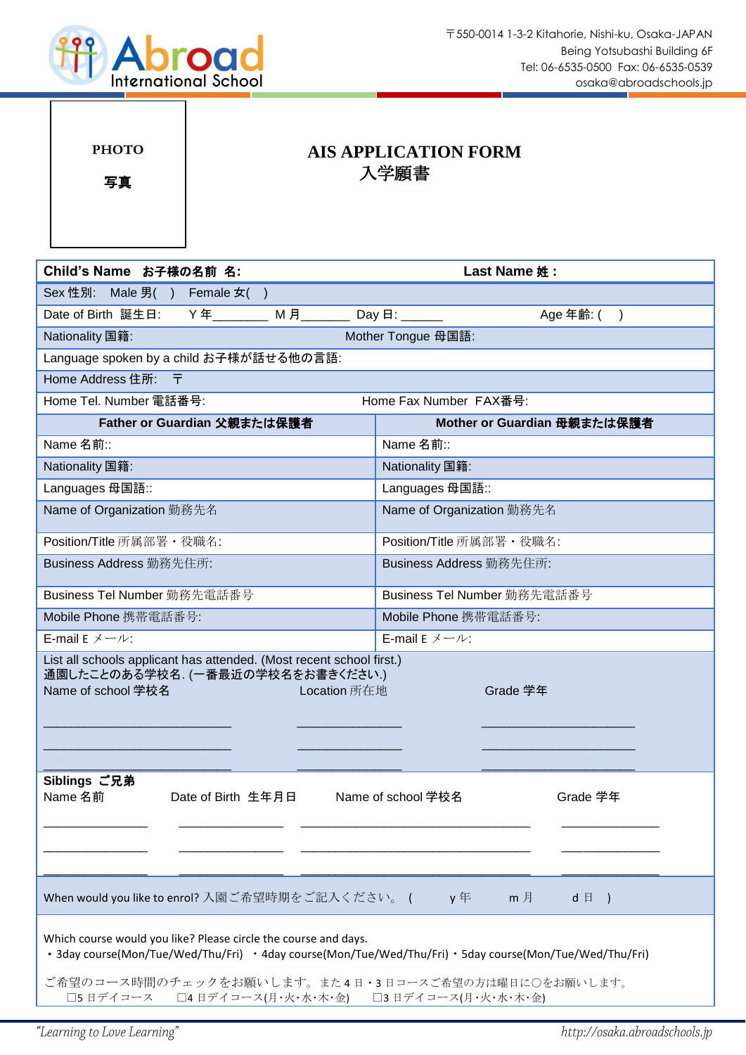Abroad International School

〒550-0014 1-3-2 Kitahorie, Nishi-ku, Osaka-JAPAN
Being Yotsubashi Building 6F
Tel: 06-6535-0500 Fax: 06-6535-0539
osaka@abroadschools.jp

PHOTO
写真

# AIS APPLICATION FORM
# 入学願書

| **Child's Name　お子様の名前 名:** | **Last Name 姓 :** |
|---|---|
| Sex 性別:　Male 男(　)　Female 女(　) | |
| Date of Birth 誕生日:　Y 年________ M 月_______ Day 日: ______ | Age 年齢: (　) |
| Nationality 国籍: | Mother Tongue 母国語: |
| Language spoken by a child お子様が話せる他の言語: | |
| Home Address 住所:　〒 | |
| Home Tel. Number 電話番号: | Home Fax Number FAX番号: |

| **Father or Guardian 父親または保護者** | **Mother or Guardian 母親または保護者** |
|---|---|
| Name 名前:: | Name 名前:: |
| Nationality 国籍: | Nationality 国籍: |
| Languages 母国語:: | Languages 母国語:: |
| Name of Organization 勤務先名 | Name of Organization 勤務先名 |
| Position/Title 所属部署・役職名: | Position/Title 所属部署・役職名: |
| Business Address 勤務先住所: | Business Address 勤務先住所: |
| Business Tel Number 勤務先電話番号 | Business Tel Number 勤務先電話番号 |
| Mobile Phone 携帯電話番号: | Mobile Phone 携帯電話番号: |
| E-mail E メール: | E-mail E メール: |

List all schools applicant has attended. (Most recent school first.)
通園したことのある学校名. (一番最近の学校名をお書きください.)

| Name of school 学校名 | Location 所在地 | Grade 学年 |
|---|---|---|
| ___________________________ | _______________ | ______________________ |
| ___________________________ | _______________ | ______________________ |
| ___________________________ | _______________ | ______________________ |

**Siblings ご兄弟**

| Name 名前 | Date of Birth 生年月日 | Name of school 学校名 | Grade 学年 |
|---|---|---|---|
| _______________ | _______________ | _________________________________ | ______________ |
| _______________ | _______________ | _________________________________ | ______________ |
| _______________ | _______________ | _________________________________ | ______________ |

When would you like to enrol? 入園ご希望時期をご記入ください。 (　　y 年　　m 月　　d 日　)

Which course would you like? Please circle the course and days.
・3day course(Mon/Tue/Wed/Thu/Fri) ・4day course(Mon/Tue/Wed/Thu/Fri) ・5day course(Mon/Tue/Wed/Thu/Fri)

ご希望のコース時間のチェックをお願いします。また 4 日・3 日コースご希望の方は曜日に○をお願いします。
☐5 日デイコース　☐4 日デイコース(月･火･水･木･金)　☐3 日デイコース(月･火･水･木･金)

*"Learning to Love Learning"*　　http://osaka.abroadschools.jp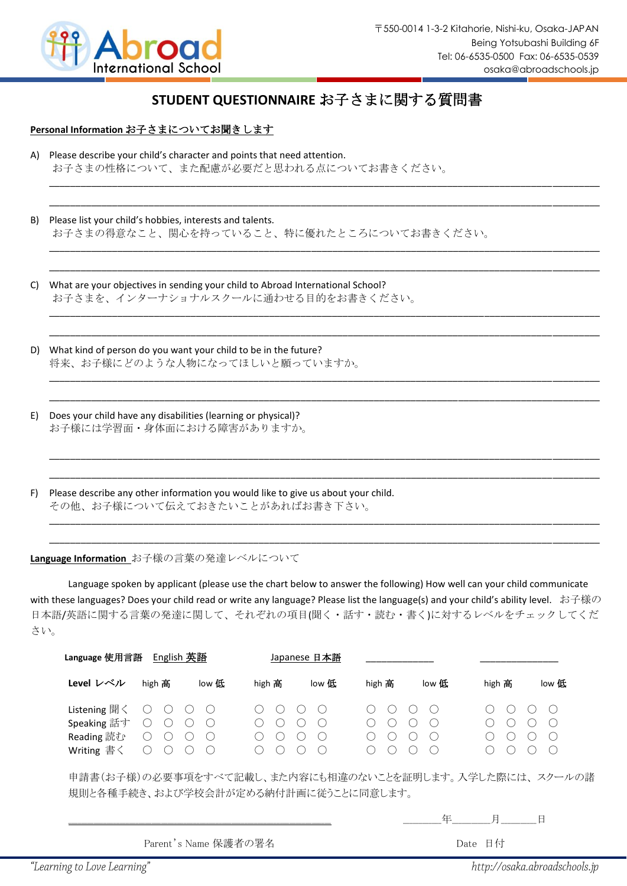Abroad International School

〒550-0014 1-3-2 Kitahorie, Nishi-ku, Osaka-JAPAN
Being Yotsubashi Building 6F
Tel: 06-6535-0500 Fax: 06-6535-0539
osaka@abroadschools.jp

# STUDENT QUESTIONNAIRE お子さまに関する質問書

## Personal Information お子さまについてお聞きします

A) Please describe your child's character and points that need attention.
お子さまの性格について、また配慮が必要だと思われる点についてお書きください。

______________________________________________________________________________

______________________________________________________________________________

B) Please list your child's hobbies, interests and talents.
お子さまの得意なこと、関心を持っていること、特に優れたところについてお書きください。

______________________________________________________________________________

______________________________________________________________________________

C) What are your objectives in sending your child to Abroad International School?
お子さまを、インターナショナルスクールに通わせる目的をお書きください。

______________________________________________________________________________

______________________________________________________________________________

D) What kind of person do you want your child to be in the future?
将来、お子様にどのような人物になってほしいと願っていますか。

______________________________________________________________________________

______________________________________________________________________________

E) Does your child have any disabilities (learning or physical)?
お子様には学習面・身体面における障害がありますか。

______________________________________________________________________________

______________________________________________________________________________

F) Please describe any other information you would like to give us about your child.
その他、お子様について伝えておきたいことがあればお書き下さい。

______________________________________________________________________________

______________________________________________________________________________

## Language Information お子様の言葉の発達レベルについて

Language spoken by applicant (please use the chart below to answer the following) How well can your child communicate with these languages? Does your child read or write any language? Please list the language(s) and your child's ability level. お子様の日本語/英語に関する言葉の発達に関して、それぞれの項目(聞く・話す・読む・書く)に対するレベルをチェックしてください。

| Language 使用言語 | English 英語 | | | | Japanese 日本語 | | | | ____________ | | | | ____________ | | | |
|---|---|---|---|---|---|---|---|---|---|---|---|---|---|---|---|---|
| Level レベル | high 高 | | | low 低 | high 高 | | | low 低 | high 高 | | | low 低 | high 高 | | | low 低 |
| Listening 聞く | ○ | ○ | ○ | ○ | ○ | ○ | ○ | ○ | ○ | ○ | ○ | ○ | ○ | ○ | ○ | ○ |
| Speaking 話す | ○ | ○ | ○ | ○ | ○ | ○ | ○ | ○ | ○ | ○ | ○ | ○ | ○ | ○ | ○ | ○ |
| Reading 読む | ○ | ○ | ○ | ○ | ○ | ○ | ○ | ○ | ○ | ○ | ○ | ○ | ○ | ○ | ○ | ○ |
| Writing 書く | ○ | ○ | ○ | ○ | ○ | ○ | ○ | ○ | ○ | ○ | ○ | ○ | ○ | ○ | ○ | ○ |

申請書(お子様)の必要事項をすべて記載し、また内容にも相違のないことを証明します。入学した際には、スクールの諸規則と各種手続き、および学校会計が定める納付計画に従うことに同意します。

______________________________________ _______年_______月_______日

Parent's Name 保護者の署名 Date 日付

*"Learning to Love Learning"* *http://osaka.abroadschools.jp*